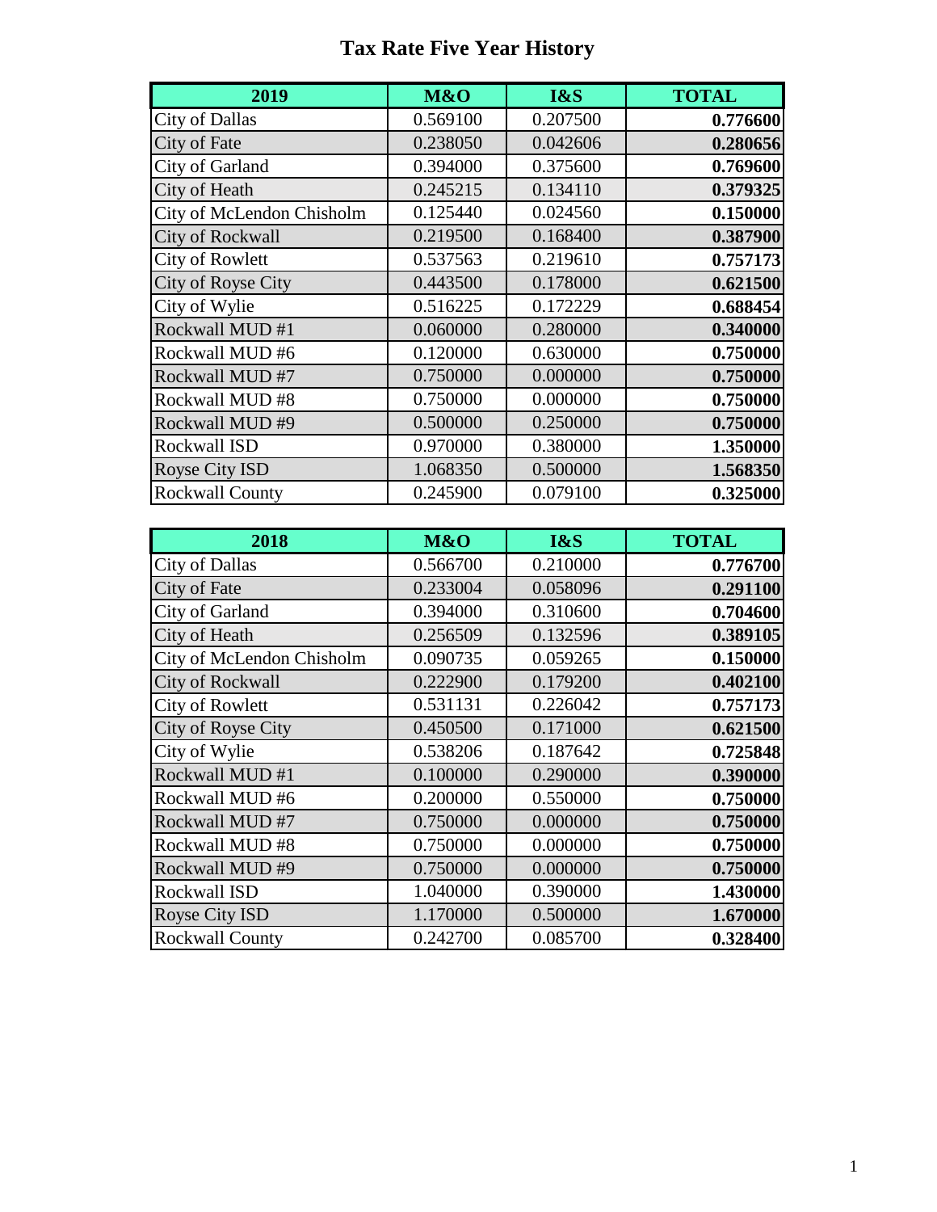# Tax Rate Five Year History

| 2019 | M&O | I&S | TOTAL |
|---|---|---|---|
| City of Dallas | 0.569100 | 0.207500 | **0.776600** |
| City of Fate | 0.238050 | 0.042606 | **0.280656** |
| City of Garland | 0.394000 | 0.375600 | **0.769600** |
| City of Heath | 0.245215 | 0.134110 | **0.379325** |
| City of McLendon Chisholm | 0.125440 | 0.024560 | **0.150000** |
| City of Rockwall | 0.219500 | 0.168400 | **0.387900** |
| City of Rowlett | 0.537563 | 0.219610 | **0.757173** |
| City of Royse City | 0.443500 | 0.178000 | **0.621500** |
| City of Wylie | 0.516225 | 0.172229 | **0.688454** |
| Rockwall MUD #1 | 0.060000 | 0.280000 | **0.340000** |
| Rockwall MUD #6 | 0.120000 | 0.630000 | **0.750000** |
| Rockwall MUD #7 | 0.750000 | 0.000000 | **0.750000** |
| Rockwall MUD #8 | 0.750000 | 0.000000 | **0.750000** |
| Rockwall MUD #9 | 0.500000 | 0.250000 | **0.750000** |
| Rockwall ISD | 0.970000 | 0.380000 | **1.350000** |
| Royse City ISD | 1.068350 | 0.500000 | **1.568350** |
| Rockwall County | 0.245900 | 0.079100 | **0.325000** |

| 2018 | M&O | I&S | TOTAL |
|---|---|---|---|
| City of Dallas | 0.566700 | 0.210000 | **0.776700** |
| City of Fate | 0.233004 | 0.058096 | **0.291100** |
| City of Garland | 0.394000 | 0.310600 | **0.704600** |
| City of Heath | 0.256509 | 0.132596 | **0.389105** |
| City of McLendon Chisholm | 0.090735 | 0.059265 | **0.150000** |
| City of Rockwall | 0.222900 | 0.179200 | **0.402100** |
| City of Rowlett | 0.531131 | 0.226042 | **0.757173** |
| City of Royse City | 0.450500 | 0.171000 | **0.621500** |
| City of Wylie | 0.538206 | 0.187642 | **0.725848** |
| Rockwall MUD #1 | 0.100000 | 0.290000 | **0.390000** |
| Rockwall MUD #6 | 0.200000 | 0.550000 | **0.750000** |
| Rockwall MUD #7 | 0.750000 | 0.000000 | **0.750000** |
| Rockwall MUD #8 | 0.750000 | 0.000000 | **0.750000** |
| Rockwall MUD #9 | 0.750000 | 0.000000 | **0.750000** |
| Rockwall ISD | 1.040000 | 0.390000 | **1.430000** |
| Royse City ISD | 1.170000 | 0.500000 | **1.670000** |
| Rockwall County | 0.242700 | 0.085700 | **0.328400** |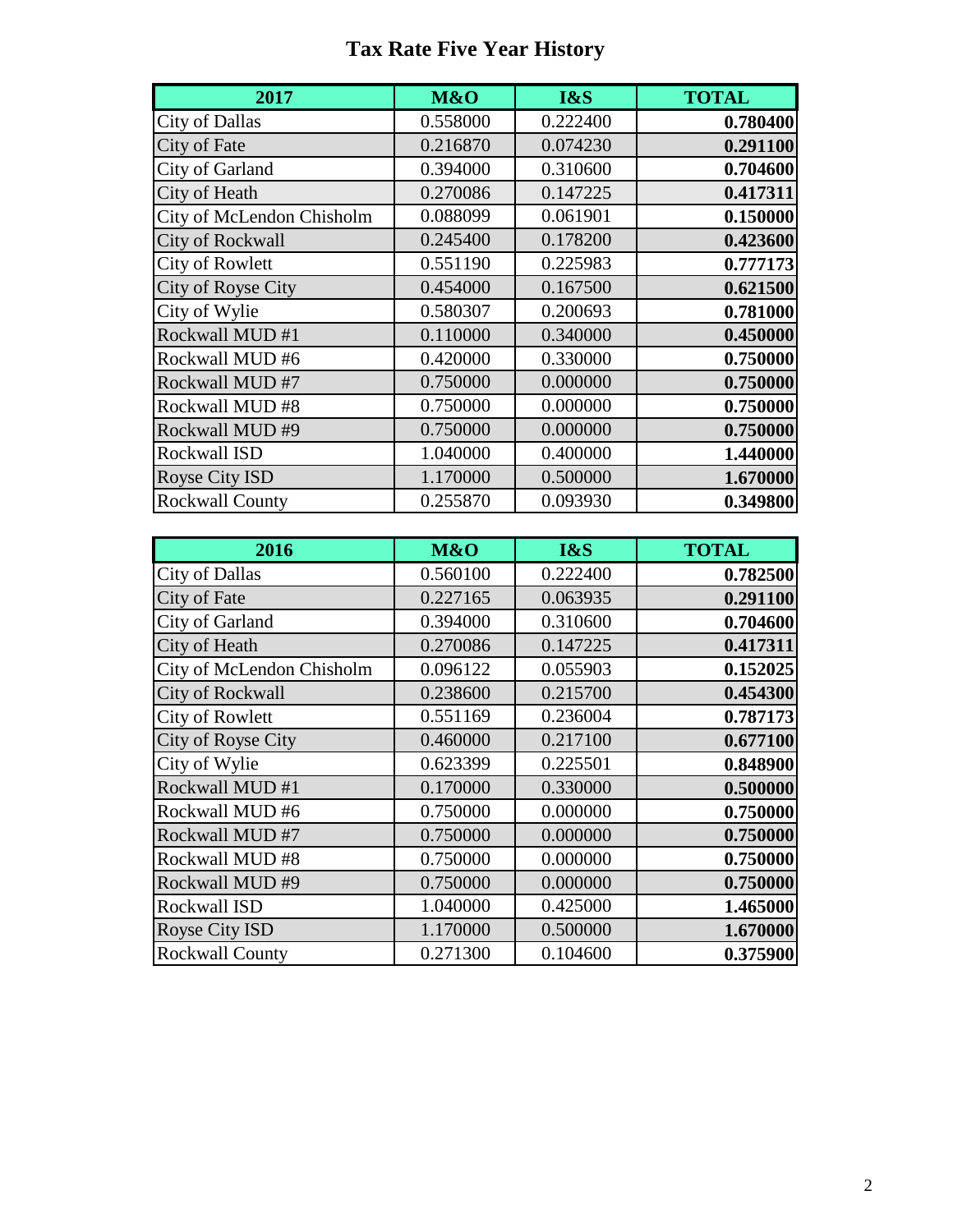# Tax Rate Five Year History

| 2017 | M&O | I&S | TOTAL |
|---|---|---|---|
| City of Dallas | 0.558000 | 0.222400 | **0.780400** |
| City of Fate | 0.216870 | 0.074230 | **0.291100** |
| City of Garland | 0.394000 | 0.310600 | **0.704600** |
| City of Heath | 0.270086 | 0.147225 | **0.417311** |
| City of McLendon Chisholm | 0.088099 | 0.061901 | **0.150000** |
| City of Rockwall | 0.245400 | 0.178200 | **0.423600** |
| City of Rowlett | 0.551190 | 0.225983 | **0.777173** |
| City of Royse City | 0.454000 | 0.167500 | **0.621500** |
| City of Wylie | 0.580307 | 0.200693 | **0.781000** |
| Rockwall MUD #1 | 0.110000 | 0.340000 | **0.450000** |
| Rockwall MUD #6 | 0.420000 | 0.330000 | **0.750000** |
| Rockwall MUD #7 | 0.750000 | 0.000000 | **0.750000** |
| Rockwall MUD #8 | 0.750000 | 0.000000 | **0.750000** |
| Rockwall MUD #9 | 0.750000 | 0.000000 | **0.750000** |
| Rockwall ISD | 1.040000 | 0.400000 | **1.440000** |
| Royse City ISD | 1.170000 | 0.500000 | **1.670000** |
| Rockwall County | 0.255870 | 0.093930 | **0.349800** |

| 2016 | M&O | I&S | TOTAL |
|---|---|---|---|
| City of Dallas | 0.560100 | 0.222400 | **0.782500** |
| City of Fate | 0.227165 | 0.063935 | **0.291100** |
| City of Garland | 0.394000 | 0.310600 | **0.704600** |
| City of Heath | 0.270086 | 0.147225 | **0.417311** |
| City of McLendon Chisholm | 0.096122 | 0.055903 | **0.152025** |
| City of Rockwall | 0.238600 | 0.215700 | **0.454300** |
| City of Rowlett | 0.551169 | 0.236004 | **0.787173** |
| City of Royse City | 0.460000 | 0.217100 | **0.677100** |
| City of Wylie | 0.623399 | 0.225501 | **0.848900** |
| Rockwall MUD #1 | 0.170000 | 0.330000 | **0.500000** |
| Rockwall MUD #6 | 0.750000 | 0.000000 | **0.750000** |
| Rockwall MUD #7 | 0.750000 | 0.000000 | **0.750000** |
| Rockwall MUD #8 | 0.750000 | 0.000000 | **0.750000** |
| Rockwall MUD #9 | 0.750000 | 0.000000 | **0.750000** |
| Rockwall ISD | 1.040000 | 0.425000 | **1.465000** |
| Royse City ISD | 1.170000 | 0.500000 | **1.670000** |
| Rockwall County | 0.271300 | 0.104600 | **0.375900** |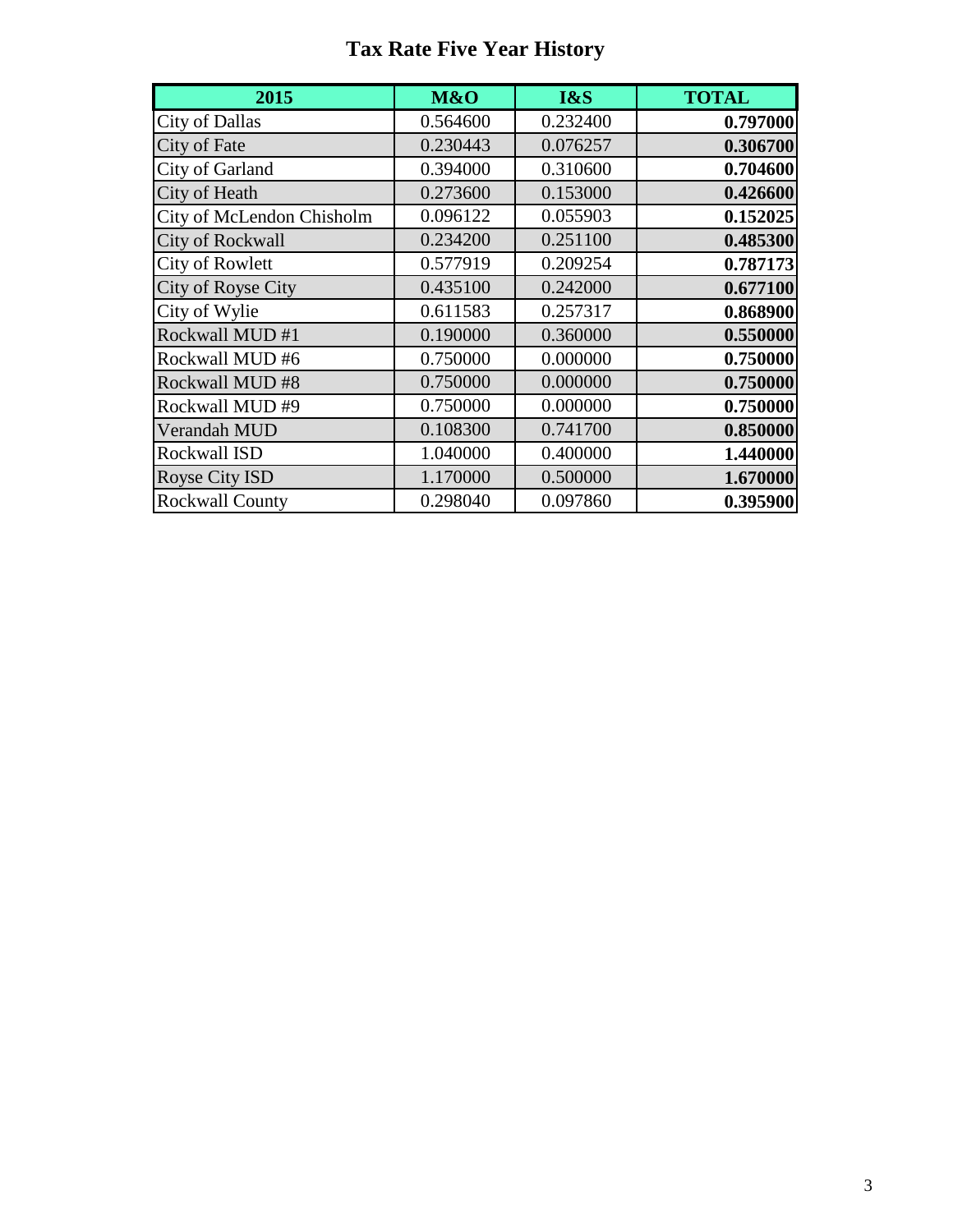# Tax Rate Five Year History

| 2015 | M&O | I&S | TOTAL |
|---|---|---|---|
| City of Dallas | 0.564600 | 0.232400 | **0.797000** |
| City of Fate | 0.230443 | 0.076257 | **0.306700** |
| City of Garland | 0.394000 | 0.310600 | **0.704600** |
| City of Heath | 0.273600 | 0.153000 | **0.426600** |
| City of McLendon Chisholm | 0.096122 | 0.055903 | **0.152025** |
| City of Rockwall | 0.234200 | 0.251100 | **0.485300** |
| City of Rowlett | 0.577919 | 0.209254 | **0.787173** |
| City of Royse City | 0.435100 | 0.242000 | **0.677100** |
| City of Wylie | 0.611583 | 0.257317 | **0.868900** |
| Rockwall MUD #1 | 0.190000 | 0.360000 | **0.550000** |
| Rockwall MUD #6 | 0.750000 | 0.000000 | **0.750000** |
| Rockwall MUD #8 | 0.750000 | 0.000000 | **0.750000** |
| Rockwall MUD #9 | 0.750000 | 0.000000 | **0.750000** |
| Verandah MUD | 0.108300 | 0.741700 | **0.850000** |
| Rockwall ISD | 1.040000 | 0.400000 | **1.440000** |
| Royse City ISD | 1.170000 | 0.500000 | **1.670000** |
| Rockwall County | 0.298040 | 0.097860 | **0.395900** |